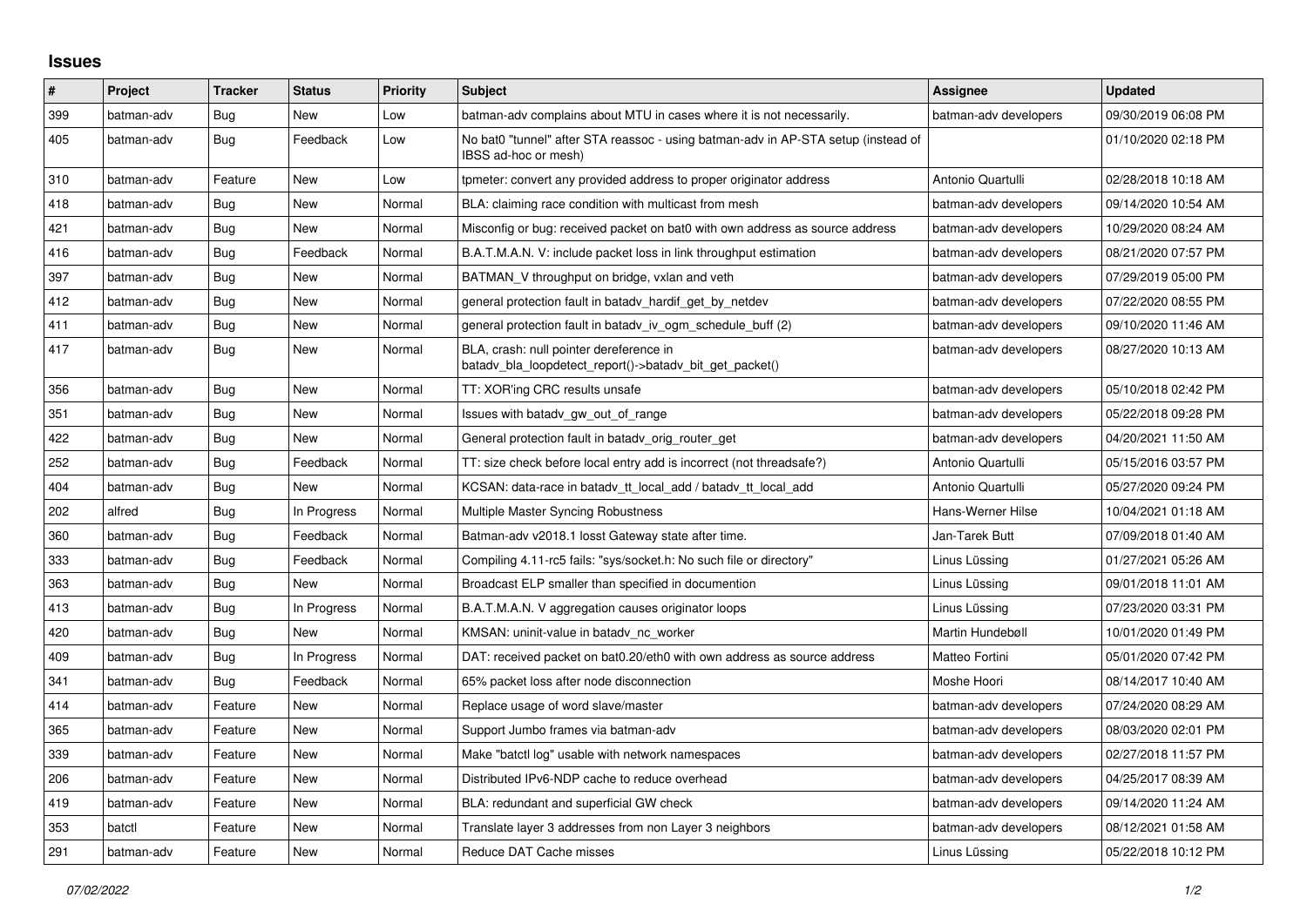# Issues

| # | Project | Tracker | Status | Priority | Subject | Assignee | Updated |
|---|---|---|---|---|---|---|---|
| 399 | batman-adv | Bug | New | Low | batman-adv complains about MTU in cases where it is not necessarily. | batman-adv developers | 09/30/2019 06:08 PM |
| 405 | batman-adv | Bug | Feedback | Low | No bat0 "tunnel" after STA reassoc - using batman-adv in AP-STA setup (instead of IBSS ad-hoc or mesh) | | 01/10/2020 02:18 PM |
| 310 | batman-adv | Feature | New | Low | tpmeter: convert any provided address to proper originator address | Antonio Quartulli | 02/28/2018 10:18 AM |
| 418 | batman-adv | Bug | New | Normal | BLA: claiming race condition with multicast from mesh | batman-adv developers | 09/14/2020 10:54 AM |
| 421 | batman-adv | Bug | New | Normal | Misconfig or bug: received packet on bat0 with own address as source address | batman-adv developers | 10/29/2020 08:24 AM |
| 416 | batman-adv | Bug | Feedback | Normal | B.A.T.M.A.N. V: include packet loss in link throughput estimation | batman-adv developers | 08/21/2020 07:57 PM |
| 397 | batman-adv | Bug | New | Normal | BATMAN_V throughput on bridge, vxlan and veth | batman-adv developers | 07/29/2019 05:00 PM |
| 412 | batman-adv | Bug | New | Normal | general protection fault in batadv_hardif_get_by_netdev | batman-adv developers | 07/22/2020 08:55 PM |
| 411 | batman-adv | Bug | New | Normal | general protection fault in batadv_iv_ogm_schedule_buff (2) | batman-adv developers | 09/10/2020 11:46 AM |
| 417 | batman-adv | Bug | New | Normal | BLA, crash: null pointer dereference in batadv_bla_loopdetect_report()->batadv_bit_get_packet() | batman-adv developers | 08/27/2020 10:13 AM |
| 356 | batman-adv | Bug | New | Normal | TT: XOR'ing CRC results unsafe | batman-adv developers | 05/10/2018 02:42 PM |
| 351 | batman-adv | Bug | New | Normal | Issues with batadv_gw_out_of_range | batman-adv developers | 05/22/2018 09:28 PM |
| 422 | batman-adv | Bug | New | Normal | General protection fault in batadv_orig_router_get | batman-adv developers | 04/20/2021 11:50 AM |
| 252 | batman-adv | Bug | Feedback | Normal | TT: size check before local entry add is incorrect (not threadsafe?) | Antonio Quartulli | 05/15/2016 03:57 PM |
| 404 | batman-adv | Bug | New | Normal | KCSAN: data-race in batadv_tt_local_add / batadv_tt_local_add | Antonio Quartulli | 05/27/2020 09:24 PM |
| 202 | alfred | Bug | In Progress | Normal | Multiple Master Syncing Robustness | Hans-Werner Hilse | 10/04/2021 01:18 AM |
| 360 | batman-adv | Bug | Feedback | Normal | Batman-adv v2018.1 losst Gateway state after time. | Jan-Tarek Butt | 07/09/2018 01:40 AM |
| 333 | batman-adv | Bug | Feedback | Normal | Compiling 4.11-rc5 fails: "sys/socket.h: No such file or directory" | Linus Lüssing | 01/27/2021 05:26 AM |
| 363 | batman-adv | Bug | New | Normal | Broadcast ELP smaller than specified in documention | Linus Lüssing | 09/01/2018 11:01 AM |
| 413 | batman-adv | Bug | In Progress | Normal | B.A.T.M.A.N. V aggregation causes originator loops | Linus Lüssing | 07/23/2020 03:31 PM |
| 420 | batman-adv | Bug | New | Normal | KMSAN: uninit-value in batadv_nc_worker | Martin Hundebøll | 10/01/2020 01:49 PM |
| 409 | batman-adv | Bug | In Progress | Normal | DAT: received packet on bat0.20/eth0 with own address as source address | Matteo Fortini | 05/01/2020 07:42 PM |
| 341 | batman-adv | Bug | Feedback | Normal | 65% packet loss after node disconnection | Moshe Hoori | 08/14/2017 10:40 AM |
| 414 | batman-adv | Feature | New | Normal | Replace usage of word slave/master | batman-adv developers | 07/24/2020 08:29 AM |
| 365 | batman-adv | Feature | New | Normal | Support Jumbo frames via batman-adv | batman-adv developers | 08/03/2020 02:01 PM |
| 339 | batman-adv | Feature | New | Normal | Make "batctl log" usable with network namespaces | batman-adv developers | 02/27/2018 11:57 PM |
| 206 | batman-adv | Feature | New | Normal | Distributed IPv6-NDP cache to reduce overhead | batman-adv developers | 04/25/2017 08:39 AM |
| 419 | batman-adv | Feature | New | Normal | BLA: redundant and superficial GW check | batman-adv developers | 09/14/2020 11:24 AM |
| 353 | batctl | Feature | New | Normal | Translate layer 3 addresses from non Layer 3 neighbors | batman-adv developers | 08/12/2021 01:58 AM |
| 291 | batman-adv | Feature | New | Normal | Reduce DAT Cache misses | Linus Lüssing | 05/22/2018 10:12 PM |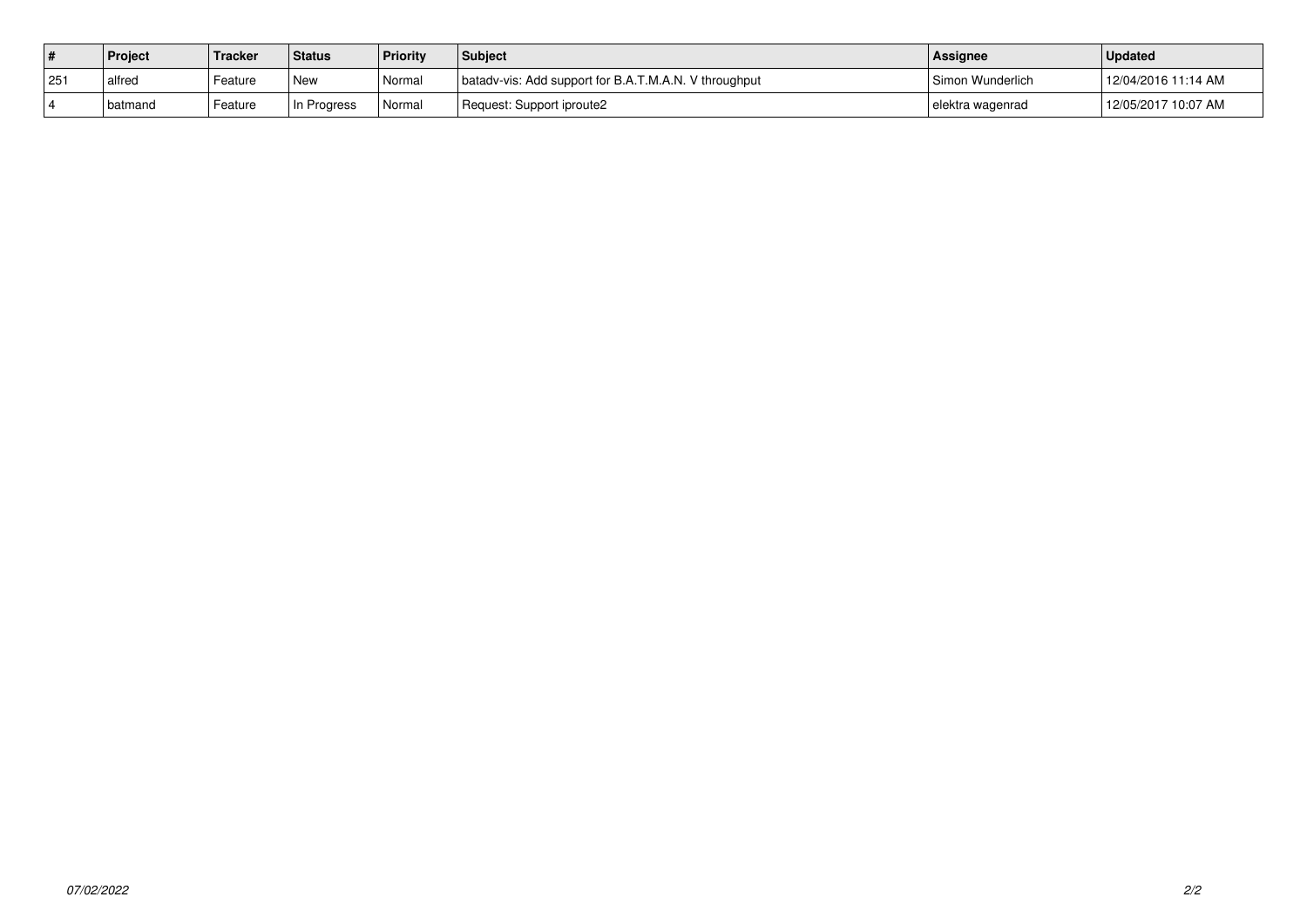| # | Project | Tracker | Status | Priority | Subject | Assignee | Updated |
|---|---|---|---|---|---|---|---|
| 251 | alfred | Feature | New | Normal | batadv-vis: Add support for B.A.T.M.A.N. V throughput | Simon Wunderlich | 12/04/2016 11:14 AM |
| 4 | batmand | Feature | In Progress | Normal | Request: Support iproute2 | elektra wagenrad | 12/05/2017 10:07 AM |